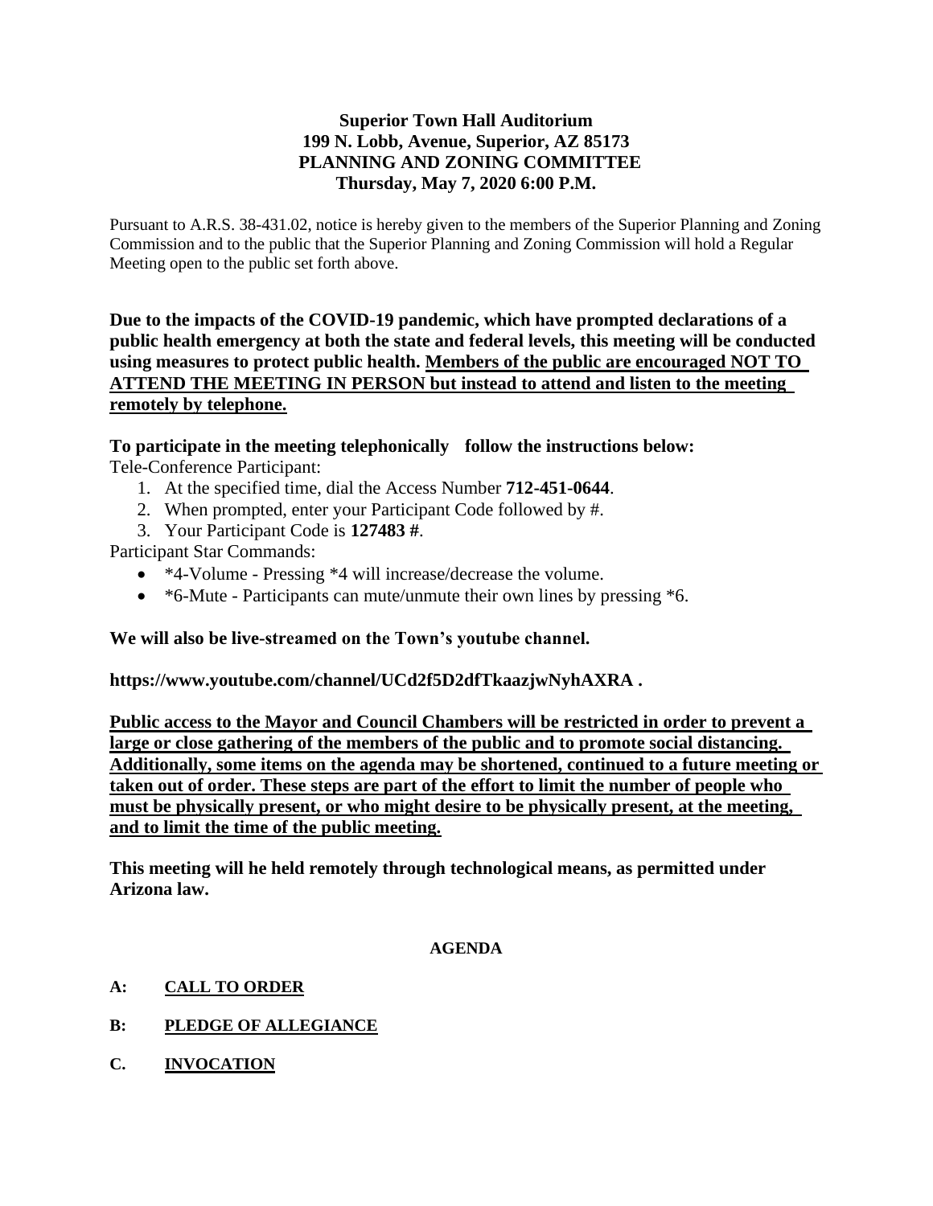**Superior Town Hall Auditorium**
**199 N. Lobb, Avenue, Superior, AZ 85173**
**PLANNING AND ZONING COMMITTEE**
**Thursday, May 7, 2020 6:00 P.M.**

Pursuant to A.R.S. 38-431.02, notice is hereby given to the members of the Superior Planning and Zoning Commission and to the public that the Superior Planning and Zoning Commission will hold a Regular Meeting open to the public set forth above.

**Due to the impacts of the COVID-19 pandemic, which have prompted declarations of a public health emergency at both the state and federal levels, this meeting will be conducted using measures to protect public health. <u>Members of the public are encouraged NOT TO ATTEND THE MEETING IN PERSON but instead to attend and listen to the meeting remotely by telephone.</u>**

**To participate in the meeting telephonically follow the instructions below:**

Tele-Conference Participant:

1. At the specified time, dial the Access Number **712-451-0644**.
2. When prompted, enter your Participant Code followed by #.
3. Your Participant Code is **127483 #**.

Participant Star Commands:

- *4-Volume - Pressing *4 will increase/decrease the volume.
- *6-Mute - Participants can mute/unmute their own lines by pressing *6.

**We will also be live-streamed on the Town's youtube channel.**

**https://www.youtube.com/channel/UCd2f5D2dfTkaazjwNyhAXRA .**

**<u>Public access to the Mayor and Council Chambers will be restricted in order to prevent a large or close gathering of the members of the public and to promote social distancing. Additionally, some items on the agenda may be shortened, continued to a future meeting or taken out of order. These steps are part of the effort to limit the number of people who must be physically present, or who might desire to be physically present, at the meeting, and to limit the time of the public meeting.</u>**

**This meeting will he held remotely through technological means, as permitted under Arizona law.**

## AGENDA

**A: <u>CALL TO ORDER</u>**

**B: <u>PLEDGE OF ALLEGIANCE</u>**

**C. <u>INVOCATION</u>**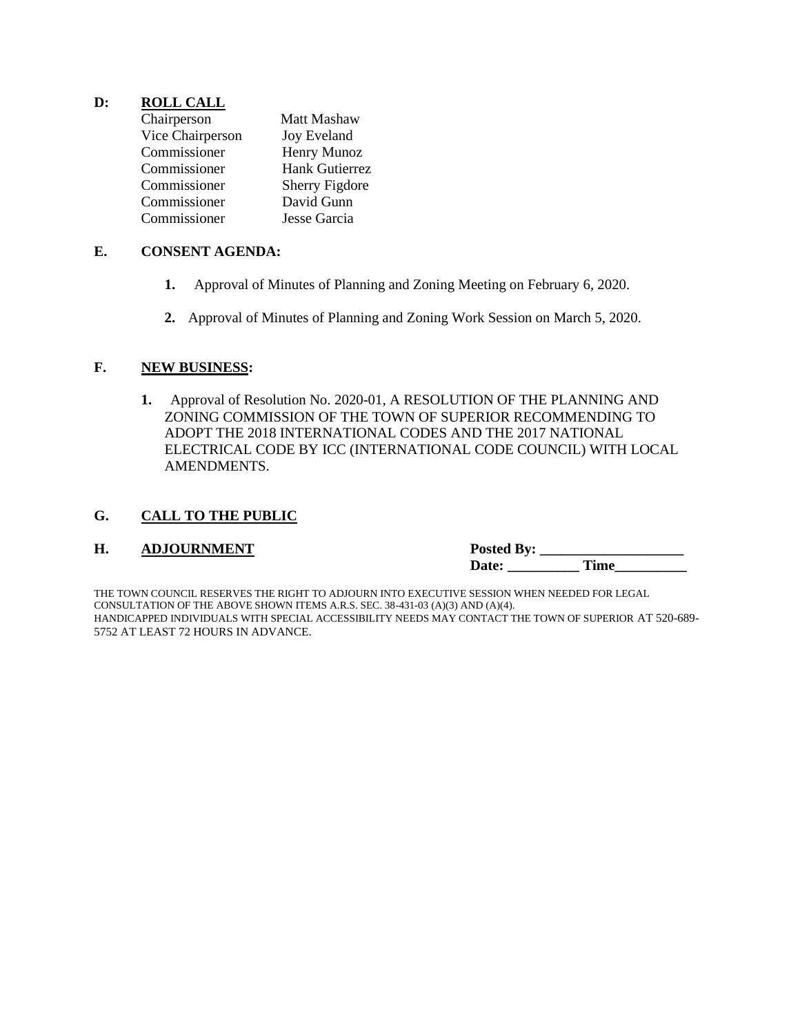**D: <u>ROLL CALL</u>**

| | |
|---|---|
| Chairperson | Matt Mashaw |
| Vice Chairperson | Joy Eveland |
| Commissioner | Henry Munoz |
| Commissioner | Hank Gutierrez |
| Commissioner | Sherry Figdore |
| Commissioner | David Gunn |
| Commissioner | Jesse Garcia |

**E. CONSENT AGENDA:**

**1.** Approval of Minutes of Planning and Zoning Meeting on February 6, 2020.

**2.** Approval of Minutes of Planning and Zoning Work Session on March 5, 2020.

**F. <u>NEW BUSINESS</u>:**

**1.** Approval of Resolution No. 2020-01, A RESOLUTION OF THE PLANNING AND ZONING COMMISSION OF THE TOWN OF SUPERIOR RECOMMENDING TO ADOPT THE 2018 INTERNATIONAL CODES AND THE 2017 NATIONAL ELECTRICAL CODE BY ICC (INTERNATIONAL CODE COUNCIL) WITH LOCAL AMENDMENTS.

**G. <u>CALL TO THE PUBLIC</u>**

**H. <u>ADJOURNMENT</u>**

**Posted By: ____________________**

**Date: __________ Time__________**

THE TOWN COUNCIL RESERVES THE RIGHT TO ADJOURN INTO EXECUTIVE SESSION WHEN NEEDED FOR LEGAL CONSULTATION OF THE ABOVE SHOWN ITEMS A.R.S. SEC. 38-431-03 (A)(3) AND (A)(4).
HANDICAPPED INDIVIDUALS WITH SPECIAL ACCESSIBILITY NEEDS MAY CONTACT THE TOWN OF SUPERIOR AT 520-689-5752 AT LEAST 72 HOURS IN ADVANCE.